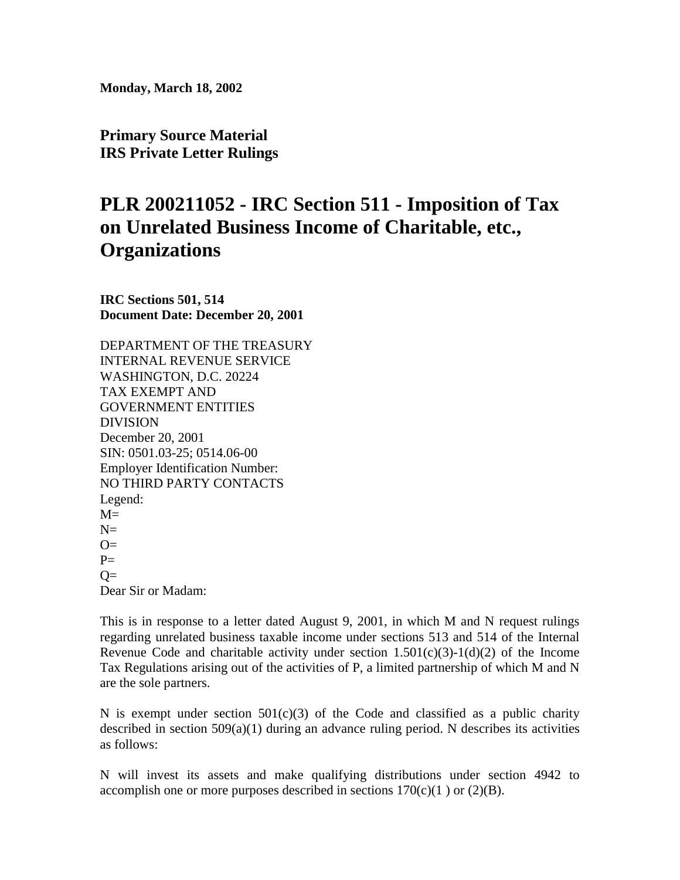**Monday, March 18, 2002**

**Primary Source Material**
**IRS Private Letter Rulings**

# PLR 200211052 - IRC Section 511 - Imposition of Tax on Unrelated Business Income of Charitable, etc., Organizations

**IRC Sections 501, 514**
**Document Date: December 20, 2001**

DEPARTMENT OF THE TREASURY
INTERNAL REVENUE SERVICE
WASHINGTON, D.C. 20224
TAX EXEMPT AND
GOVERNMENT ENTITIES
DIVISION
December 20, 2001
SIN: 0501.03-25; 0514.06-00
Employer Identification Number:
NO THIRD PARTY CONTACTS
Legend:
M=
N=
O=
P=
Q=
Dear Sir or Madam:

This is in response to a letter dated August 9, 2001, in which M and N request rulings regarding unrelated business taxable income under sections 513 and 514 of the Internal Revenue Code and charitable activity under section 1.501(c)(3)-1(d)(2) of the Income Tax Regulations arising out of the activities of P, a limited partnership of which M and N are the sole partners.

N is exempt under section 501(c)(3) of the Code and classified as a public charity described in section 509(a)(1) during an advance ruling period. N describes its activities as follows:

N will invest its assets and make qualifying distributions under section 4942 to accomplish one or more purposes described in sections 170(c)(1 ) or (2)(B).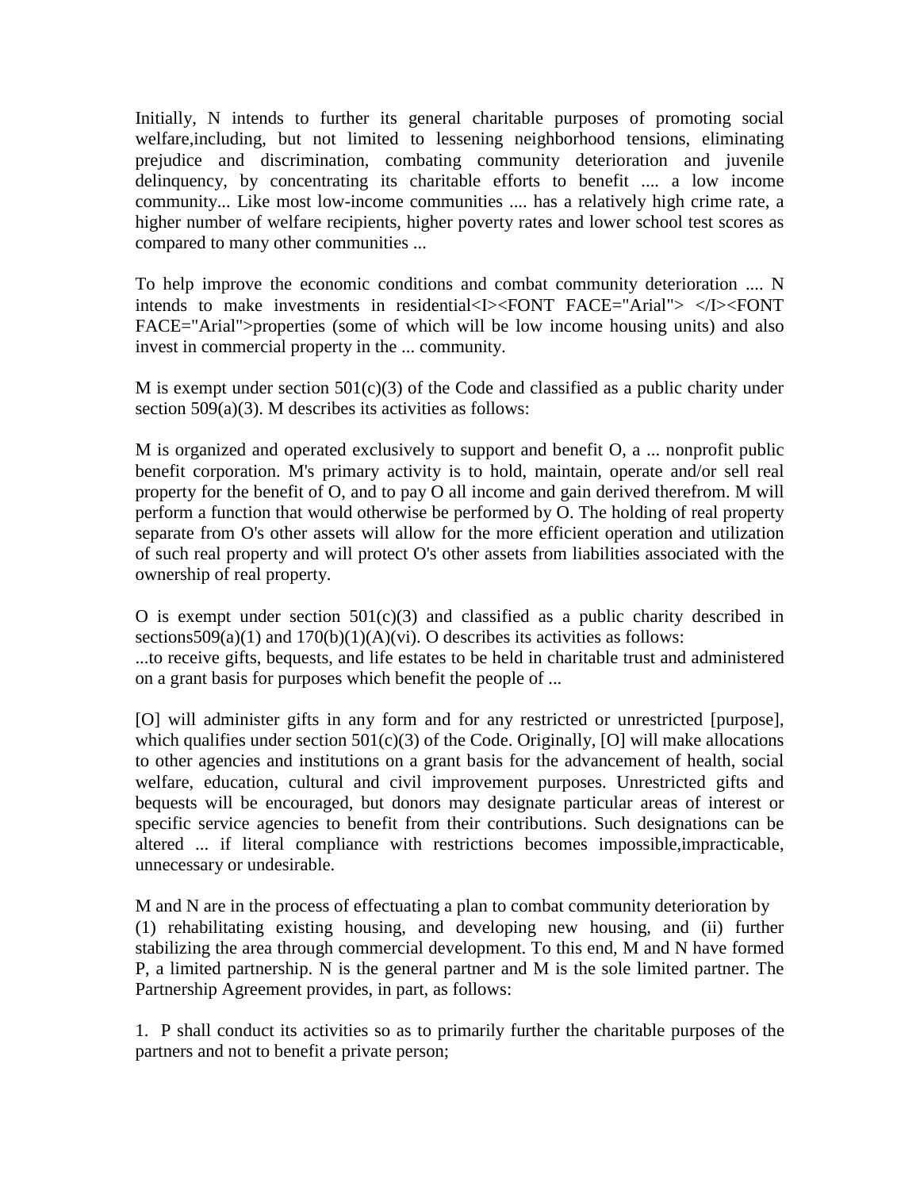Initially, N intends to further its general charitable purposes of promoting social welfare,including, but not limited to lessening neighborhood tensions, eliminating prejudice and discrimination, combating community deterioration and juvenile delinquency, by concentrating its charitable efforts to benefit .... a low income community... Like most low-income communities .... has a relatively high crime rate, a higher number of welfare recipients, higher poverty rates and lower school test scores as compared to many other communities ...

To help improve the economic conditions and combat community deterioration .... N intends to make investments in residential<I><FONT FACE="Arial"> </I><FONT FACE="Arial">properties (some of which will be low income housing units) and also invest in commercial property in the ... community.

M is exempt under section 501(c)(3) of the Code and classified as a public charity under section 509(a)(3). M describes its activities as follows:

M is organized and operated exclusively to support and benefit O, a ... nonprofit public benefit corporation. M's primary activity is to hold, maintain, operate and/or sell real property for the benefit of O, and to pay O all income and gain derived therefrom. M will perform a function that would otherwise be performed by O. The holding of real property separate from O's other assets will allow for the more efficient operation and utilization of such real property and will protect O's other assets from liabilities associated with the ownership of real property.

O is exempt under section 501(c)(3) and classified as a public charity described in sections509(a)(1) and 170(b)(1)(A)(vi). O describes its activities as follows:
...to receive gifts, bequests, and life estates to be held in charitable trust and administered on a grant basis for purposes which benefit the people of ...

[O] will administer gifts in any form and for any restricted or unrestricted [purpose], which qualifies under section 501(c)(3) of the Code. Originally, [O] will make allocations to other agencies and institutions on a grant basis for the advancement of health, social welfare, education, cultural and civil improvement purposes. Unrestricted gifts and bequests will be encouraged, but donors may designate particular areas of interest or specific service agencies to benefit from their contributions. Such designations can be altered ... if literal compliance with restrictions becomes impossible,impracticable, unnecessary or undesirable.

M and N are in the process of effectuating a plan to combat community deterioration by (1) rehabilitating existing housing, and developing new housing, and (ii) further stabilizing the area through commercial development. To this end, M and N have formed P, a limited partnership. N is the general partner and M is the sole limited partner. The Partnership Agreement provides, in part, as follows:

1. P shall conduct its activities so as to primarily further the charitable purposes of the partners and not to benefit a private person;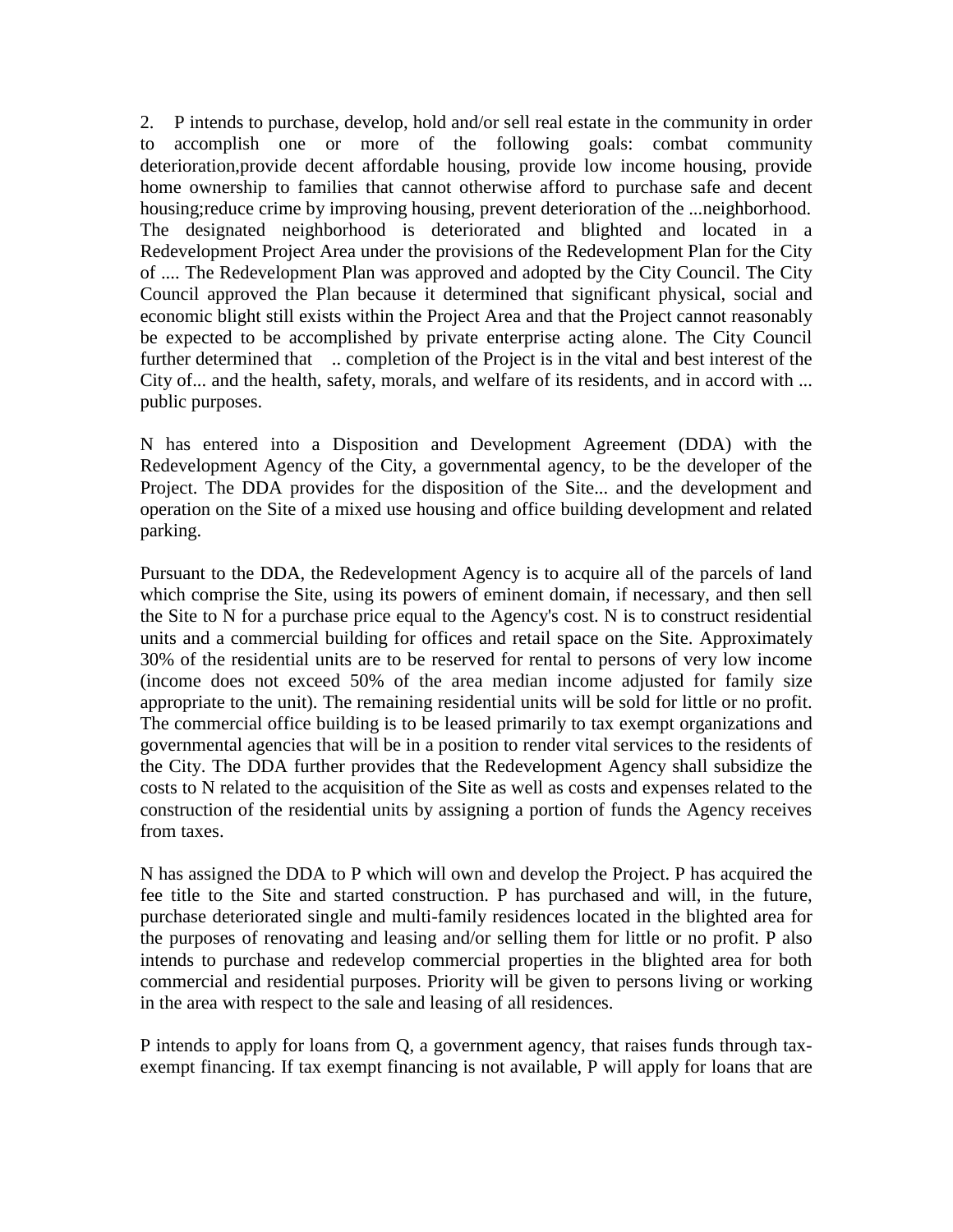2. P intends to purchase, develop, hold and/or sell real estate in the community in order to accomplish one or more of the following goals: combat community deterioration,provide decent affordable housing, provide low income housing, provide home ownership to families that cannot otherwise afford to purchase safe and decent housing;reduce crime by improving housing, prevent deterioration of the ...neighborhood. The designated neighborhood is deteriorated and blighted and located in a Redevelopment Project Area under the provisions of the Redevelopment Plan for the City of .... The Redevelopment Plan was approved and adopted by the City Council. The City Council approved the Plan because it determined that significant physical, social and economic blight still exists within the Project Area and that the Project cannot reasonably be expected to be accomplished by private enterprise acting alone. The City Council further determined that .. completion of the Project is in the vital and best interest of the City of... and the health, safety, morals, and welfare of its residents, and in accord with ... public purposes.

N has entered into a Disposition and Development Agreement (DDA) with the Redevelopment Agency of the City, a governmental agency, to be the developer of the Project. The DDA provides for the disposition of the Site... and the development and operation on the Site of a mixed use housing and office building development and related parking.

Pursuant to the DDA, the Redevelopment Agency is to acquire all of the parcels of land which comprise the Site, using its powers of eminent domain, if necessary, and then sell the Site to N for a purchase price equal to the Agency's cost. N is to construct residential units and a commercial building for offices and retail space on the Site. Approximately 30% of the residential units are to be reserved for rental to persons of very low income (income does not exceed 50% of the area median income adjusted for family size appropriate to the unit). The remaining residential units will be sold for little or no profit. The commercial office building is to be leased primarily to tax exempt organizations and governmental agencies that will be in a position to render vital services to the residents of the City. The DDA further provides that the Redevelopment Agency shall subsidize the costs to N related to the acquisition of the Site as well as costs and expenses related to the construction of the residential units by assigning a portion of funds the Agency receives from taxes.

N has assigned the DDA to P which will own and develop the Project. P has acquired the fee title to the Site and started construction. P has purchased and will, in the future, purchase deteriorated single and multi-family residences located in the blighted area for the purposes of renovating and leasing and/or selling them for little or no profit. P also intends to purchase and redevelop commercial properties in the blighted area for both commercial and residential purposes. Priority will be given to persons living or working in the area with respect to the sale and leasing of all residences.

P intends to apply for loans from Q, a government agency, that raises funds through tax-exempt financing. If tax exempt financing is not available, P will apply for loans that are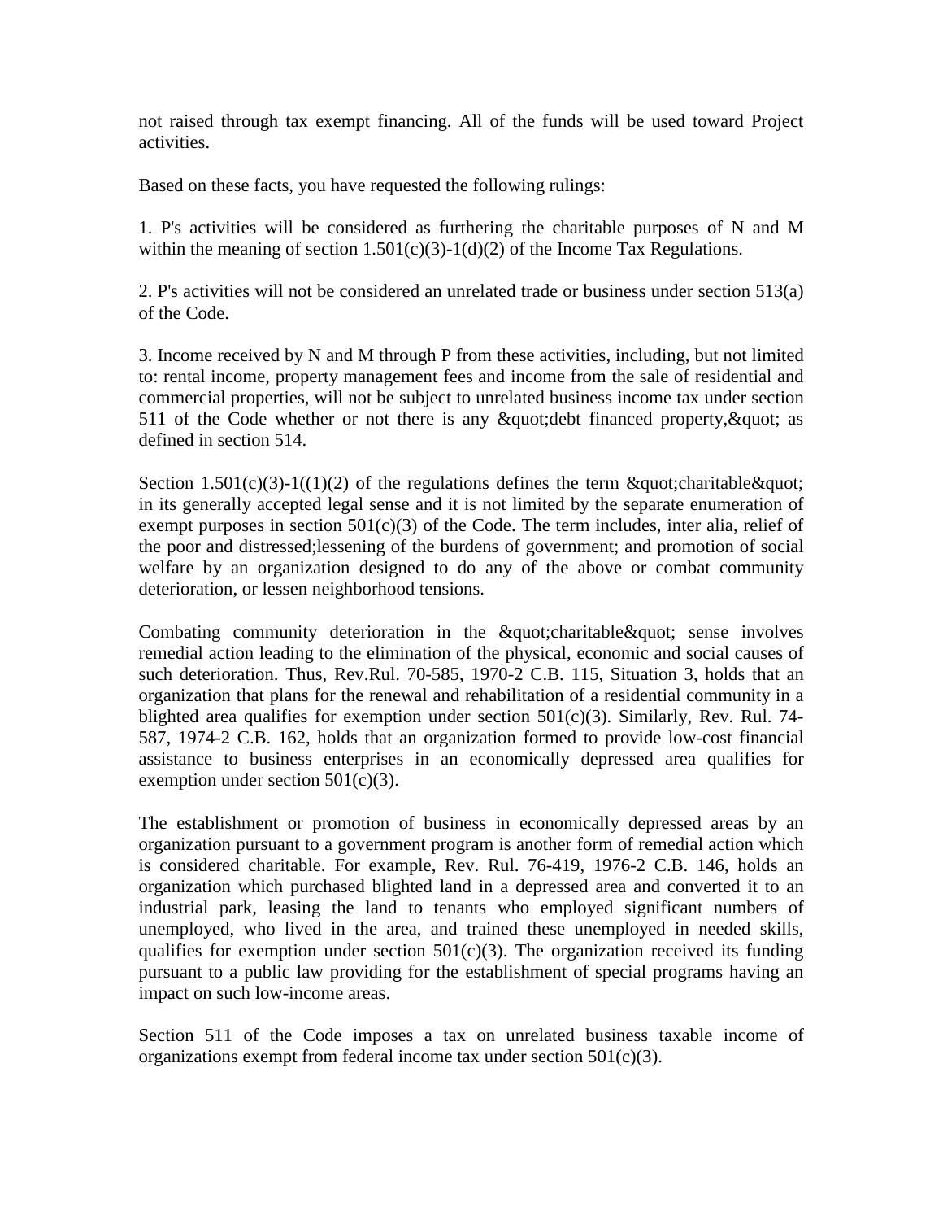not raised through tax exempt financing. All of the funds will be used toward Project activities.

Based on these facts, you have requested the following rulings:

1. P's activities will be considered as furthering the charitable purposes of N and M within the meaning of section 1.501(c)(3)-1(d)(2) of the Income Tax Regulations.

2. P's activities will not be considered an unrelated trade or business under section 513(a) of the Code.

3. Income received by N and M through P from these activities, including, but not limited to: rental income, property management fees and income from the sale of residential and commercial properties, will not be subject to unrelated business income tax under section 511 of the Code whether or not there is any &quot;debt financed property,&quot; as defined in section 514.

Section 1.501(c)(3)-1((1)(2) of the regulations defines the term &quot;charitable&quot; in its generally accepted legal sense and it is not limited by the separate enumeration of exempt purposes in section 501(c)(3) of the Code. The term includes, inter alia, relief of the poor and distressed;lessening of the burdens of government; and promotion of social welfare by an organization designed to do any of the above or combat community deterioration, or lessen neighborhood tensions.

Combating community deterioration in the &quot;charitable&quot; sense involves remedial action leading to the elimination of the physical, economic and social causes of such deterioration. Thus, Rev.Rul. 70-585, 1970-2 C.B. 115, Situation 3, holds that an organization that plans for the renewal and rehabilitation of a residential community in a blighted area qualifies for exemption under section 501(c)(3). Similarly, Rev. Rul. 74-587, 1974-2 C.B. 162, holds that an organization formed to provide low-cost financial assistance to business enterprises in an economically depressed area qualifies for exemption under section 501(c)(3).

The establishment or promotion of business in economically depressed areas by an organization pursuant to a government program is another form of remedial action which is considered charitable. For example, Rev. Rul. 76-419, 1976-2 C.B. 146, holds an organization which purchased blighted land in a depressed area and converted it to an industrial park, leasing the land to tenants who employed significant numbers of unemployed, who lived in the area, and trained these unemployed in needed skills, qualifies for exemption under section 501(c)(3). The organization received its funding pursuant to a public law providing for the establishment of special programs having an impact on such low-income areas.

Section 511 of the Code imposes a tax on unrelated business taxable income of organizations exempt from federal income tax under section 501(c)(3).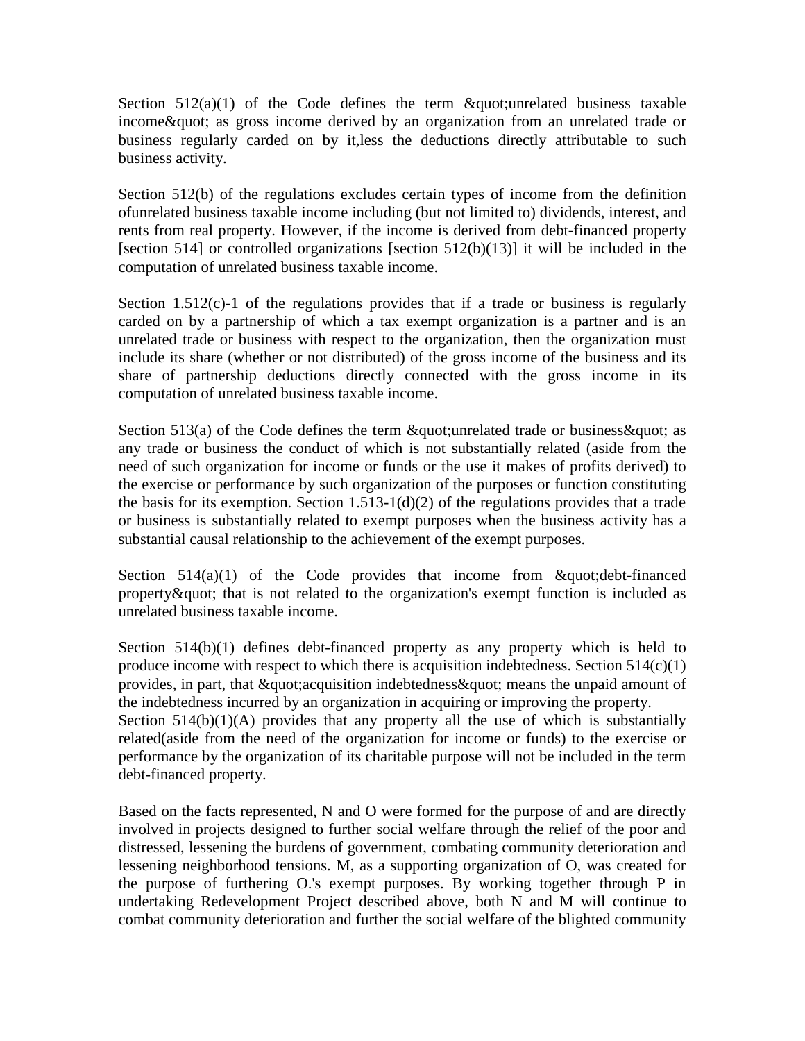Section 512(a)(1) of the Code defines the term &quot;unrelated business taxable income&quot; as gross income derived by an organization from an unrelated trade or business regularly carded on by it,less the deductions directly attributable to such business activity.

Section 512(b) of the regulations excludes certain types of income from the definition ofunrelated business taxable income including (but not limited to) dividends, interest, and rents from real property. However, if the income is derived from debt-financed property [section 514] or controlled organizations [section 512(b)(13)] it will be included in the computation of unrelated business taxable income.

Section 1.512(c)-1 of the regulations provides that if a trade or business is regularly carded on by a partnership of which a tax exempt organization is a partner and is an unrelated trade or business with respect to the organization, then the organization must include its share (whether or not distributed) of the gross income of the business and its share of partnership deductions directly connected with the gross income in its computation of unrelated business taxable income.

Section 513(a) of the Code defines the term &quot;unrelated trade or business&quot; as any trade or business the conduct of which is not substantially related (aside from the need of such organization for income or funds or the use it makes of profits derived) to the exercise or performance by such organization of the purposes or function constituting the basis for its exemption. Section 1.513-1(d)(2) of the regulations provides that a trade or business is substantially related to exempt purposes when the business activity has a substantial causal relationship to the achievement of the exempt purposes.

Section 514(a)(1) of the Code provides that income from &quot;debt-financed property&quot; that is not related to the organization's exempt function is included as unrelated business taxable income.

Section 514(b)(1) defines debt-financed property as any property which is held to produce income with respect to which there is acquisition indebtedness. Section 514(c)(1) provides, in part, that &quot;acquisition indebtedness&quot; means the unpaid amount of the indebtedness incurred by an organization in acquiring or improving the property.
Section 514(b)(1)(A) provides that any property all the use of which is substantially related(aside from the need of the organization for income or funds) to the exercise or performance by the organization of its charitable purpose will not be included in the term debt-financed property.

Based on the facts represented, N and O were formed for the purpose of and are directly involved in projects designed to further social welfare through the relief of the poor and distressed, lessening the burdens of government, combating community deterioration and lessening neighborhood tensions. M, as a supporting organization of O, was created for the purpose of furthering O.'s exempt purposes. By working together through P in undertaking Redevelopment Project described above, both N and M will continue to combat community deterioration and further the social welfare of the blighted community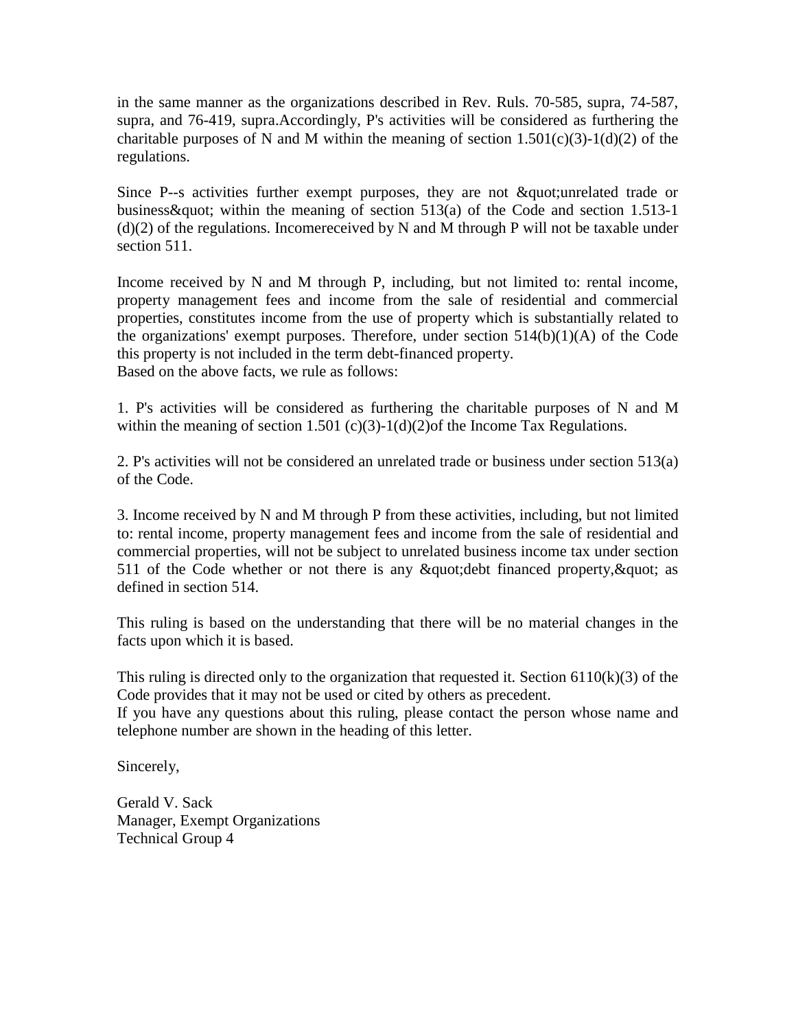in the same manner as the organizations described in Rev. Ruls. 70-585, supra, 74-587, supra, and 76-419, supra.Accordingly, P's activities will be considered as furthering the charitable purposes of N and M within the meaning of section 1.501(c)(3)-1(d)(2) of the regulations.

Since P--s activities further exempt purposes, they are not &quot;unrelated trade or business&quot; within the meaning of section 513(a) of the Code and section 1.513-1 (d)(2) of the regulations. Incomereceived by N and M through P will not be taxable under section 511.

Income received by N and M through P, including, but not limited to: rental income, property management fees and income from the sale of residential and commercial properties, constitutes income from the use of property which is substantially related to the organizations' exempt purposes. Therefore, under section 514(b)(1)(A) of the Code this property is not included in the term debt-financed property.
Based on the above facts, we rule as follows:

1. P's activities will be considered as furthering the charitable purposes of N and M within the meaning of section 1.501 (c)(3)-1(d)(2)of the Income Tax Regulations.

2. P's activities will not be considered an unrelated trade or business under section 513(a) of the Code.

3. Income received by N and M through P from these activities, including, but not limited to: rental income, property management fees and income from the sale of residential and commercial properties, will not be subject to unrelated business income tax under section 511 of the Code whether or not there is any &quot;debt financed property,&quot; as defined in section 514.

This ruling is based on the understanding that there will be no material changes in the facts upon which it is based.

This ruling is directed only to the organization that requested it. Section 6110(k)(3) of the Code provides that it may not be used or cited by others as precedent.
If you have any questions about this ruling, please contact the person whose name and telephone number are shown in the heading of this letter.

Sincerely,

Gerald V. Sack
Manager, Exempt Organizations
Technical Group 4